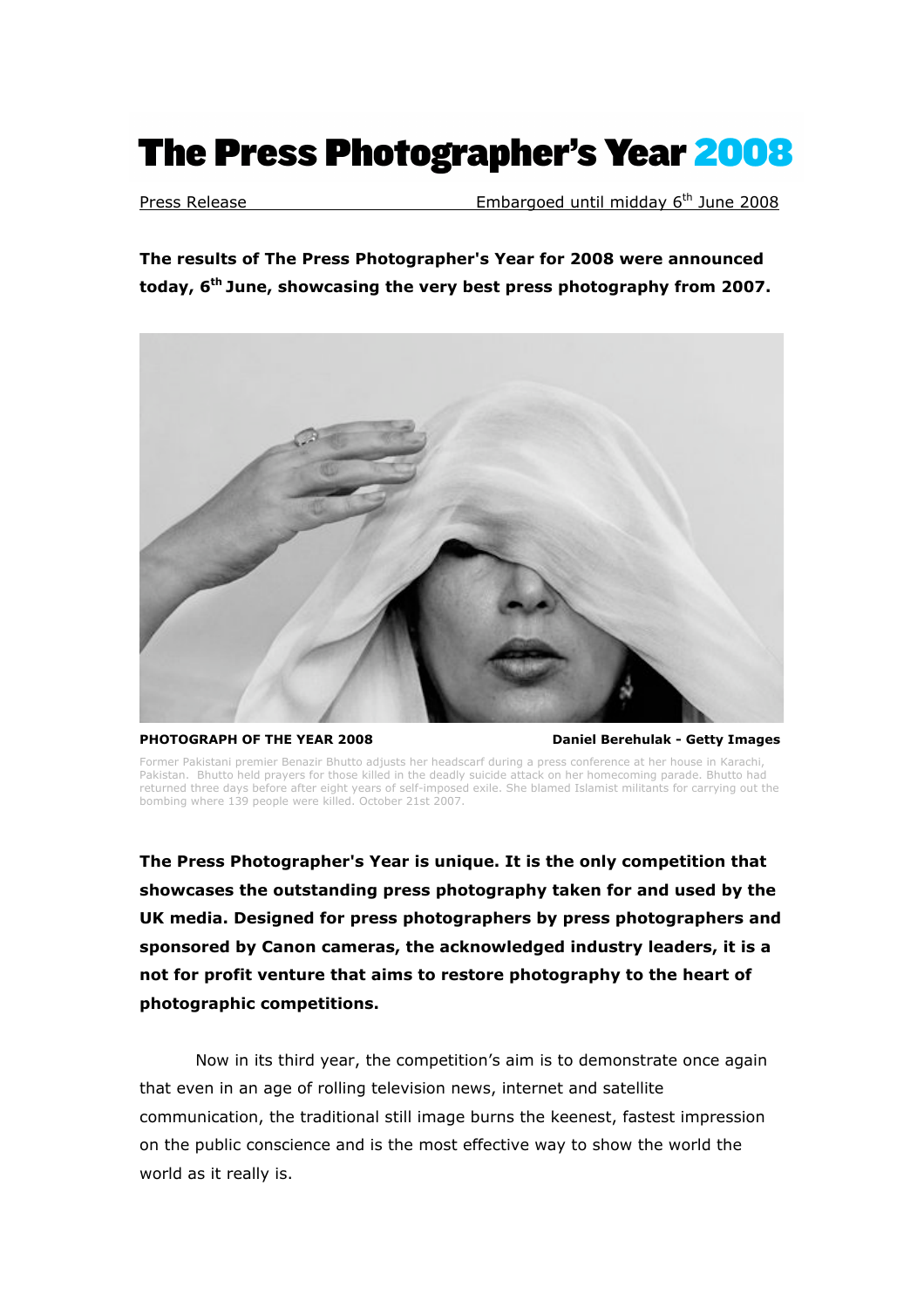# The Press Photographer's Year 2008

Press Release Embargoed until midday 6th June 2008

**The results of The Press Photographer's Year for 2008 were announced today, 6th June, showcasing the very best press photography from 2007.**

**PHOTOGRAPH OF THE YEAR 2008** **Daniel Berehulak - Getty Images**

Former Pakistani premier Benazir Bhutto adjusts her headscarf during a press conference at her house in Karachi, Pakistan. Bhutto held prayers for those killed in the deadly suicide attack on her homecoming parade. Bhutto had returned three days before after eight years of self-imposed exile. She blamed Islamist militants for carrying out the bombing where 139 people were killed. October 21st 2007.

**The Press Photographer's Year is unique. It is the only competition that showcases the outstanding press photography taken for and used by the UK media. Designed for press photographers by press photographers and sponsored by Canon cameras, the acknowledged industry leaders, it is a not for profit venture that aims to restore photography to the heart of photographic competitions.**

Now in its third year, the competition's aim is to demonstrate once again that even in an age of rolling television news, internet and satellite communication, the traditional still image burns the keenest, fastest impression on the public conscience and is the most effective way to show the world the world as it really is.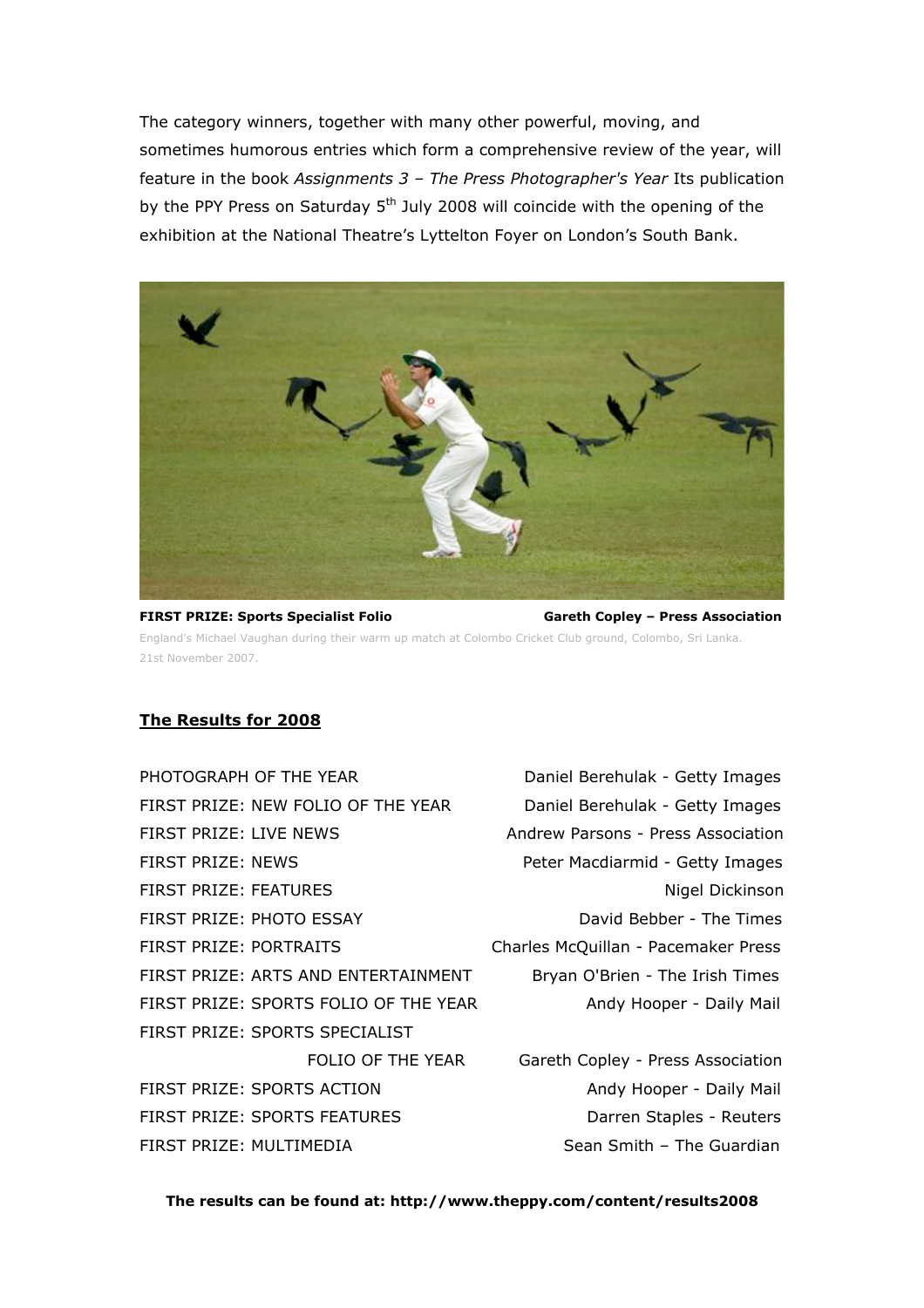The category winners, together with many other powerful, moving, and sometimes humorous entries which form a comprehensive review of the year, will feature in the book *Assignments 3 – The Press Photographer's Year* Its publication by the PPY Press on Saturday 5th July 2008 will coincide with the opening of the exhibition at the National Theatre's Lyttelton Foyer on London's South Bank.

**FIRST PRIZE: Sports Specialist Folio** **Gareth Copley – Press Association**

England's Michael Vaughan during their warm up match at Colombo Cricket Club ground, Colombo, Sri Lanka. 21st November 2007.

## The Results for 2008

| | |
|---|---|
| PHOTOGRAPH OF THE YEAR | Daniel Berehulak - Getty Images |
| FIRST PRIZE: NEW FOLIO OF THE YEAR | Daniel Berehulak - Getty Images |
| FIRST PRIZE: LIVE NEWS | Andrew Parsons - Press Association |
| FIRST PRIZE: NEWS | Peter Macdiarmid - Getty Images |
| FIRST PRIZE: FEATURES | Nigel Dickinson |
| FIRST PRIZE: PHOTO ESSAY | David Bebber - The Times |
| FIRST PRIZE: PORTRAITS | Charles McQuillan - Pacemaker Press |
| FIRST PRIZE: ARTS AND ENTERTAINMENT | Bryan O'Brien - The Irish Times |
| FIRST PRIZE: SPORTS FOLIO OF THE YEAR | Andy Hooper - Daily Mail |
| FIRST PRIZE: SPORTS SPECIALIST FOLIO OF THE YEAR | Gareth Copley - Press Association |
| FIRST PRIZE: SPORTS ACTION | Andy Hooper - Daily Mail |
| FIRST PRIZE: SPORTS FEATURES | Darren Staples - Reuters |
| FIRST PRIZE: MULTIMEDIA | Sean Smith – The Guardian |

**The results can be found at: http://www.theppy.com/content/results2008**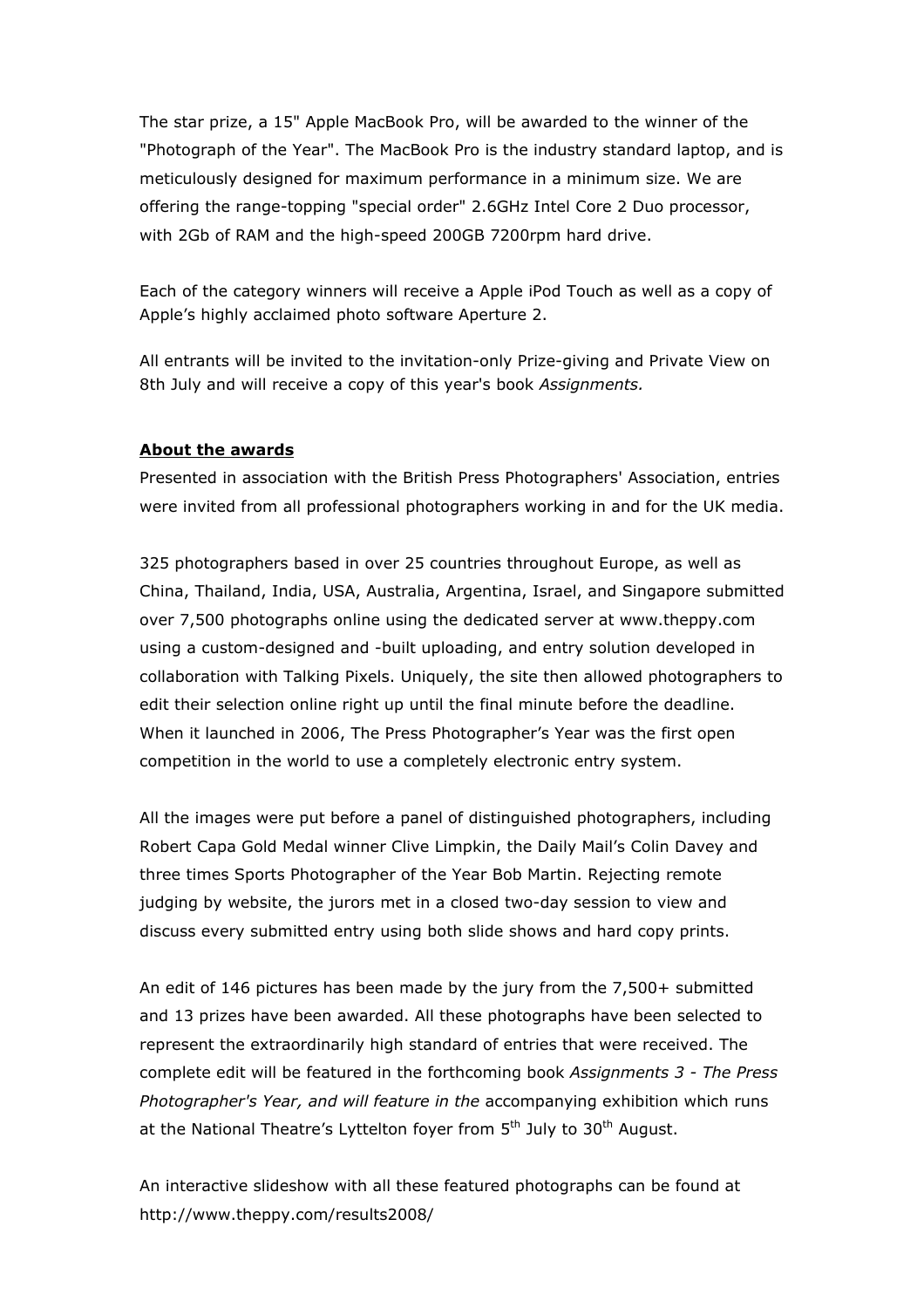The star prize, a 15" Apple MacBook Pro, will be awarded to the winner of the "Photograph of the Year". The MacBook Pro is the industry standard laptop, and is meticulously designed for maximum performance in a minimum size. We are offering the range-topping "special order" 2.6GHz Intel Core 2 Duo processor, with 2Gb of RAM and the high-speed 200GB 7200rpm hard drive.

Each of the category winners will receive a Apple iPod Touch as well as a copy of Apple's highly acclaimed photo software Aperture 2.

All entrants will be invited to the invitation-only Prize-giving and Private View on 8th July and will receive a copy of this year's book *Assignments.*

**About the awards**

Presented in association with the British Press Photographers' Association, entries were invited from all professional photographers working in and for the UK media.

325 photographers based in over 25 countries throughout Europe, as well as China, Thailand, India, USA, Australia, Argentina, Israel, and Singapore submitted over 7,500 photographs online using the dedicated server at www.theppy.com using a custom-designed and -built uploading, and entry solution developed in collaboration with Talking Pixels. Uniquely, the site then allowed photographers to edit their selection online right up until the final minute before the deadline. When it launched in 2006, The Press Photographer's Year was the first open competition in the world to use a completely electronic entry system.

All the images were put before a panel of distinguished photographers, including Robert Capa Gold Medal winner Clive Limpkin, the Daily Mail's Colin Davey and three times Sports Photographer of the Year Bob Martin. Rejecting remote judging by website, the jurors met in a closed two-day session to view and discuss every submitted entry using both slide shows and hard copy prints.

An edit of 146 pictures has been made by the jury from the 7,500+ submitted and 13 prizes have been awarded. All these photographs have been selected to represent the extraordinarily high standard of entries that were received. The complete edit will be featured in the forthcoming book *Assignments 3 - The Press Photographer's Year, and will feature in the* accompanying exhibition which runs at the National Theatre's Lyttelton foyer from 5th July to 30th August.

An interactive slideshow with all these featured photographs can be found at http://www.theppy.com/results2008/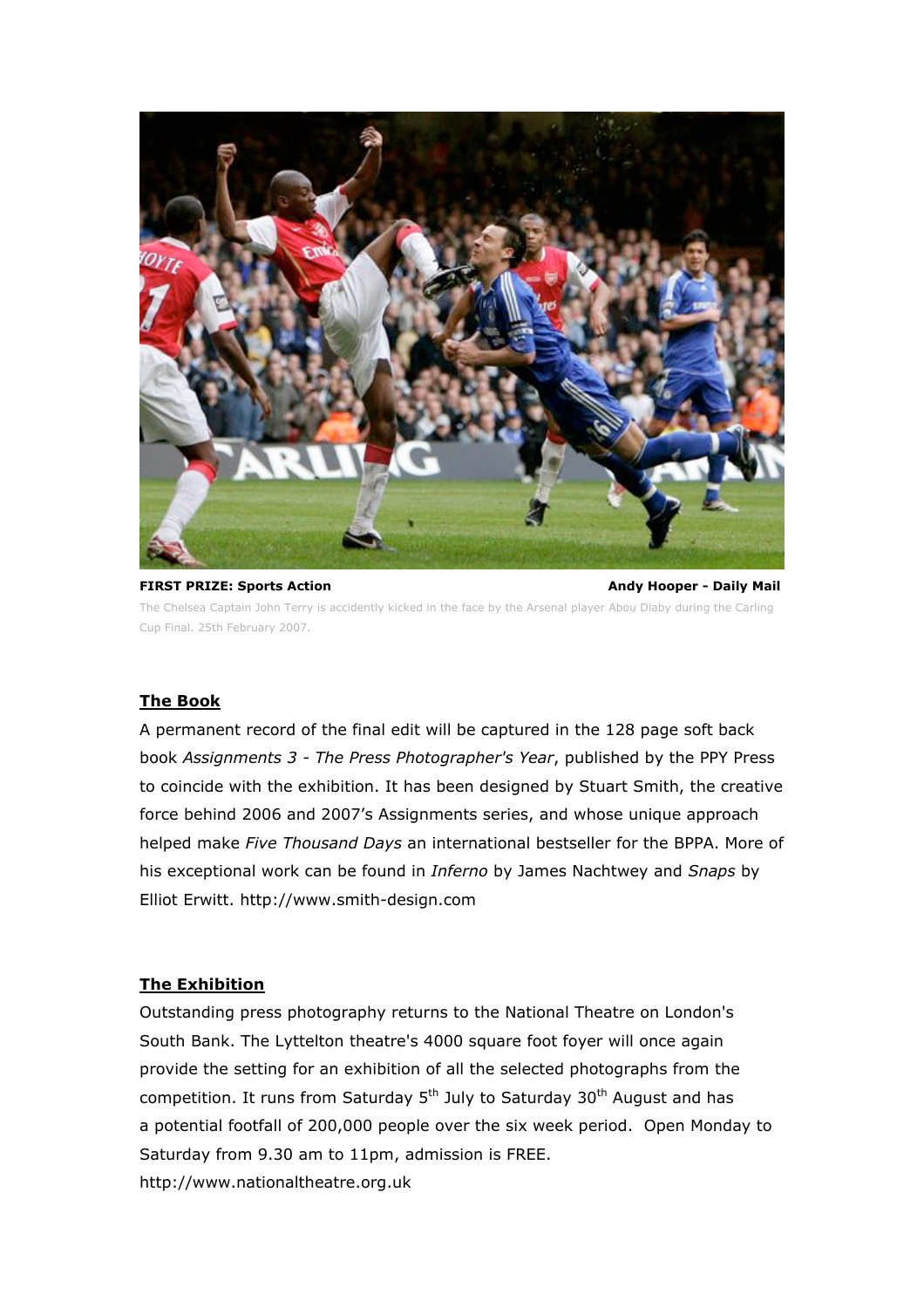**FIRST PRIZE: Sports Action** **Andy Hooper - Daily Mail**

The Chelsea Captain John Terry is accidently kicked in the face by the Arsenal player Abou Diaby during the Carling Cup Final. 25th February 2007.

## The Book

A permanent record of the final edit will be captured in the 128 page soft back book *Assignments 3 - The Press Photographer's Year*, published by the PPY Press to coincide with the exhibition. It has been designed by Stuart Smith, the creative force behind 2006 and 2007's Assignments series, and whose unique approach helped make *Five Thousand Days* an international bestseller for the BPPA. More of his exceptional work can be found in *Inferno* by James Nachtwey and *Snaps* by Elliot Erwitt. http://www.smith-design.com

## The Exhibition

Outstanding press photography returns to the National Theatre on London's South Bank. The Lyttelton theatre's 4000 square foot foyer will once again provide the setting for an exhibition of all the selected photographs from the competition. It runs from Saturday 5th July to Saturday 30th August and has a potential footfall of 200,000 people over the six week period. Open Monday to Saturday from 9.30 am to 11pm, admission is FREE.
http://www.nationaltheatre.org.uk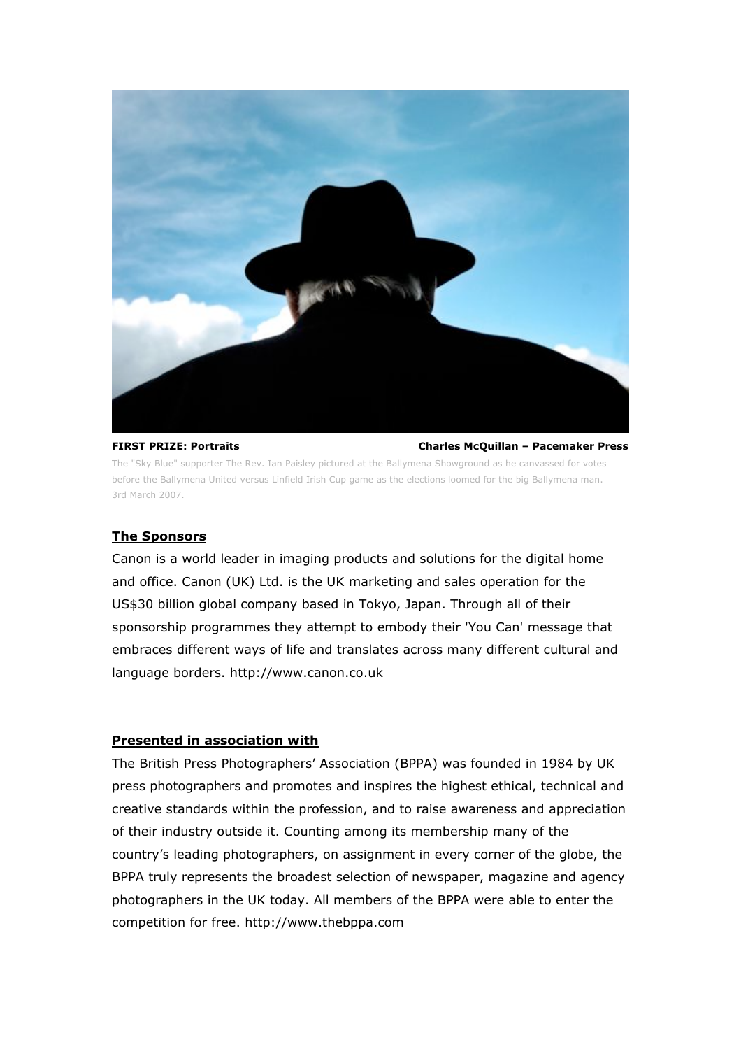**FIRST PRIZE: Portraits** **Charles McQuillan – Pacemaker Press**

The "Sky Blue" supporter The Rev. Ian Paisley pictured at the Ballymena Showground as he canvassed for votes before the Ballymena United versus Linfield Irish Cup game as the elections loomed for the big Ballymena man. 3rd March 2007.

## The Sponsors

Canon is a world leader in imaging products and solutions for the digital home and office. Canon (UK) Ltd. is the UK marketing and sales operation for the US$30 billion global company based in Tokyo, Japan. Through all of their sponsorship programmes they attempt to embody their 'You Can' message that embraces different ways of life and translates across many different cultural and language borders. http://www.canon.co.uk

## Presented in association with

The British Press Photographers' Association (BPPA) was founded in 1984 by UK press photographers and promotes and inspires the highest ethical, technical and creative standards within the profession, and to raise awareness and appreciation of their industry outside it. Counting among its membership many of the country's leading photographers, on assignment in every corner of the globe, the BPPA truly represents the broadest selection of newspaper, magazine and agency photographers in the UK today. All members of the BPPA were able to enter the competition for free. http://www.thebppa.com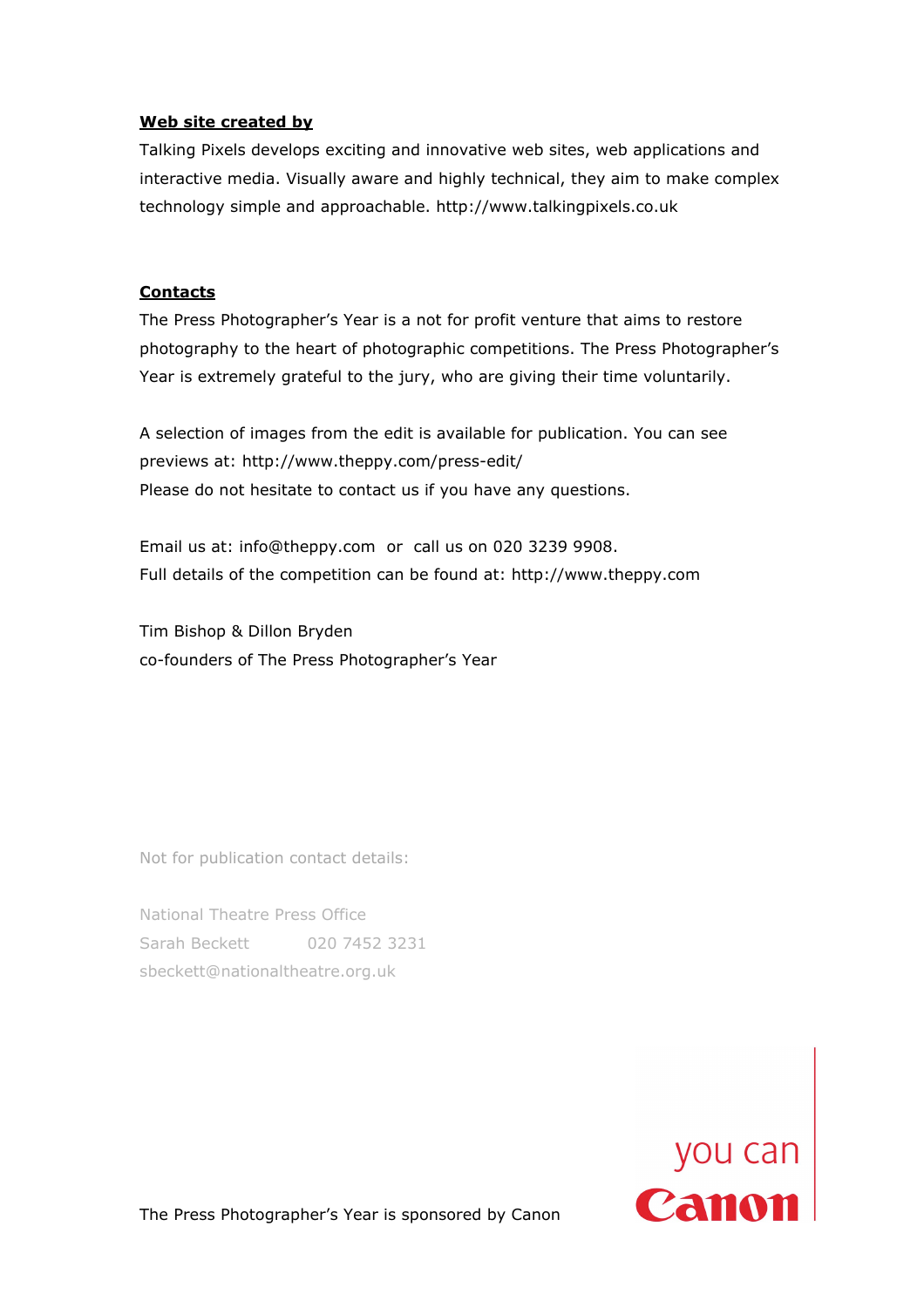**Web site created by**

Talking Pixels develops exciting and innovative web sites, web applications and interactive media. Visually aware and highly technical, they aim to make complex technology simple and approachable. http://www.talkingpixels.co.uk

**Contacts**

The Press Photographer's Year is a not for profit venture that aims to restore photography to the heart of photographic competitions. The Press Photographer's Year is extremely grateful to the jury, who are giving their time voluntarily.

A selection of images from the edit is available for publication. You can see previews at: http://www.theppy.com/press-edit/
Please do not hesitate to contact us if you have any questions.

Email us at: info@theppy.com or call us on 020 3239 9908.
Full details of the competition can be found at: http://www.theppy.com

Tim Bishop & Dillon Bryden
co-founders of The Press Photographer's Year

Not for publication contact details:

National Theatre Press Office
Sarah Beckett 020 7452 3231
sbeckett@nationaltheatre.org.uk

The Press Photographer's Year is sponsored by Canon

you can
Canon